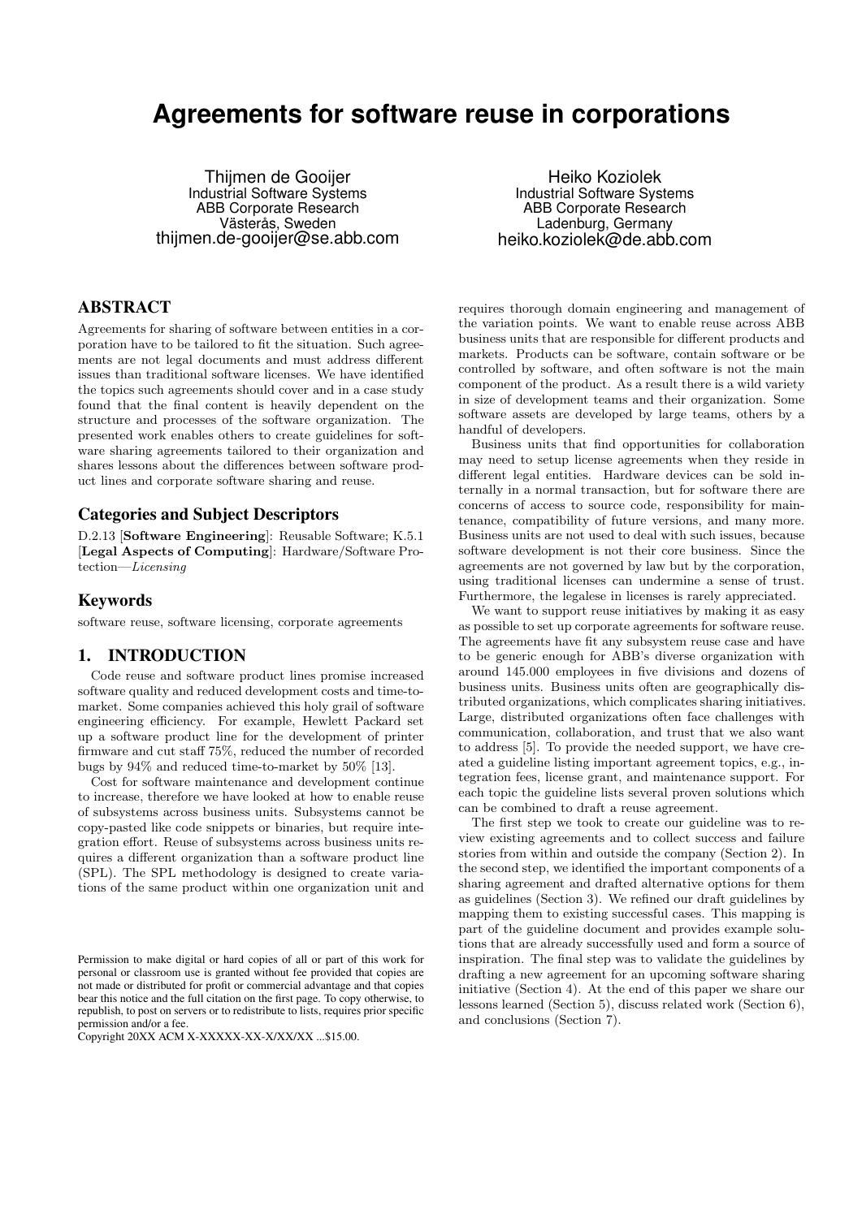# Agreements for software reuse in corporations

Thijmen de Gooijer
Industrial Software Systems
ABB Corporate Research
Västerås, Sweden
thijmen.de-gooijer@se.abb.com

Heiko Koziolek
Industrial Software Systems
ABB Corporate Research
Ladenburg, Germany
heiko.koziolek@de.abb.com

## ABSTRACT

Agreements for sharing of software between entities in a corporation have to be tailored to fit the situation. Such agreements are not legal documents and must address different issues than traditional software licenses. We have identified the topics such agreements should cover and in a case study found that the final content is heavily dependent on the structure and processes of the software organization. The presented work enables others to create guidelines for software sharing agreements tailored to their organization and shares lessons about the differences between software product lines and corporate software sharing and reuse.

### Categories and Subject Descriptors

D.2.13 [**Software Engineering**]: Reusable Software; K.5.1 [**Legal Aspects of Computing**]: Hardware/Software Protection—*Licensing*

### Keywords

software reuse, software licensing, corporate agreements

## 1. INTRODUCTION

Code reuse and software product lines promise increased software quality and reduced development costs and time-to-market. Some companies achieved this holy grail of software engineering efficiency. For example, Hewlett Packard set up a software product line for the development of printer firmware and cut staff 75%, reduced the number of recorded bugs by 94% and reduced time-to-market by 50% [13].

Cost for software maintenance and development continue to increase, therefore we have looked at how to enable reuse of subsystems across business units. Subsystems cannot be copy-pasted like code snippets or binaries, but require integration effort. Reuse of subsystems across business units requires a different organization than a software product line (SPL). The SPL methodology is designed to create variations of the same product within one organization unit and requires thorough domain engineering and management of the variation points. We want to enable reuse across ABB business units that are responsible for different products and markets. Products can be software, contain software or be controlled by software, and often software is not the main component of the product. As a result there is a wild variety in size of development teams and their organization. Some software assets are developed by large teams, others by a handful of developers.

Business units that find opportunities for collaboration may need to setup license agreements when they reside in different legal entities. Hardware devices can be sold internally in a normal transaction, but for software there are concerns of access to source code, responsibility for maintenance, compatibility of future versions, and many more. Business units are not used to deal with such issues, because software development is not their core business. Since the agreements are not governed by law but by the corporation, using traditional licenses can undermine a sense of trust. Furthermore, the legalese in licenses is rarely appreciated.

We want to support reuse initiatives by making it as easy as possible to set up corporate agreements for software reuse. The agreements have fit any subsystem reuse case and have to be generic enough for ABB's diverse organization with around 145.000 employees in five divisions and dozens of business units. Business units often are geographically distributed organizations, which complicates sharing initiatives. Large, distributed organizations often face challenges with communication, collaboration, and trust that we also want to address [5]. To provide the needed support, we have created a guideline listing important agreement topics, e.g., integration fees, license grant, and maintenance support. For each topic the guideline lists several proven solutions which can be combined to draft a reuse agreement.

The first step we took to create our guideline was to review existing agreements and to collect success and failure stories from within and outside the company (Section 2). In the second step, we identified the important components of a sharing agreement and drafted alternative options for them as guidelines (Section 3). We refined our draft guidelines by mapping them to existing successful cases. This mapping is part of the guideline document and provides example solutions that are already successfully used and form a source of inspiration. The final step was to validate the guidelines by drafting a new agreement for an upcoming software sharing initiative (Section 4). At the end of this paper we share our lessons learned (Section 5), discuss related work (Section 6), and conclusions (Section 7).

Permission to make digital or hard copies of all or part of this work for personal or classroom use is granted without fee provided that copies are not made or distributed for profit or commercial advantage and that copies bear this notice and the full citation on the first page. To copy otherwise, to republish, to post on servers or to redistribute to lists, requires prior specific permission and/or a fee.
Copyright 20XX ACM X-XXXXX-XX-X/XX/XX ...$15.00.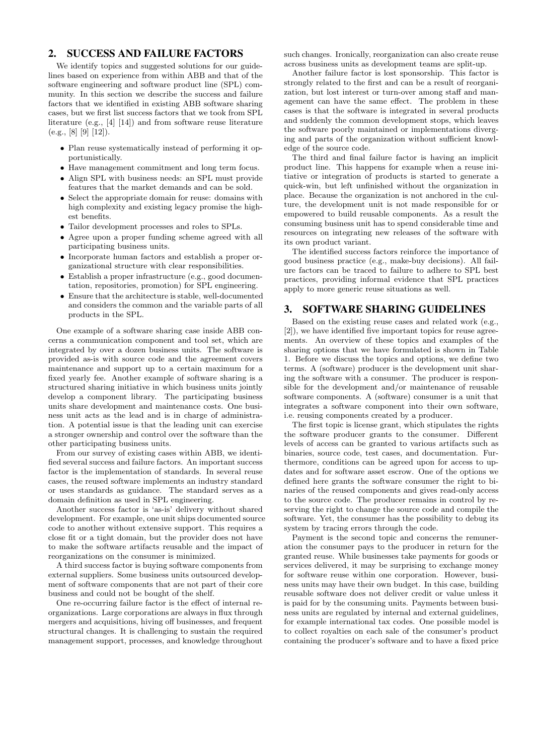## 2. SUCCESS AND FAILURE FACTORS

We identify topics and suggested solutions for our guidelines based on experience from within ABB and that of the software engineering and software product line (SPL) community. In this section we describe the success and failure factors that we identified in existing ABB software sharing cases, but we first list success factors that we took from SPL literature (e.g., [4] [14]) and from software reuse literature (e.g., [8] [9] [12]).

- Plan reuse systematically instead of performing it opportunistically.
- Have management commitment and long term focus.
- Align SPL with business needs: an SPL must provide features that the market demands and can be sold.
- Select the appropriate domain for reuse: domains with high complexity and existing legacy promise the highest benefits.
- Tailor development processes and roles to SPLs.
- Agree upon a proper funding scheme agreed with all participating business units.
- Incorporate human factors and establish a proper organizational structure with clear responsibilities.
- Establish a proper infrastructure (e.g., good documentation, repositories, promotion) for SPL engineering.
- Ensure that the architecture is stable, well-documented and considers the common and the variable parts of all products in the SPL.

One example of a software sharing case inside ABB concerns a communication component and tool set, which are integrated by over a dozen business units. The software is provided as-is with source code and the agreement covers maintenance and support up to a certain maximum for a fixed yearly fee. Another example of software sharing is a structured sharing initiative in which business units jointly develop a component library. The participating business units share development and maintenance costs. One business unit acts as the lead and is in charge of administration. A potential issue is that the leading unit can exercise a stronger ownership and control over the software than the other participating business units.

From our survey of existing cases within ABB, we identified several success and failure factors. An important success factor is the implementation of standards. In several reuse cases, the reused software implements an industry standard or uses standards as guidance. The standard serves as a domain definition as used in SPL engineering.

Another success factor is 'as-is' delivery without shared development. For example, one unit ships documented source code to another without extensive support. This requires a close fit or a tight domain, but the provider does not have to make the software artifacts reusable and the impact of reorganizations on the consumer is minimized.

A third success factor is buying software components from external suppliers. Some business units outsourced development of software components that are not part of their core business and could not be bought of the shelf.

One re-occurring failure factor is the effect of internal reorganizations. Large corporations are always in flux through mergers and acquisitions, hiving off businesses, and frequent structural changes. It is challenging to sustain the required management support, processes, and knowledge throughout such changes. Ironically, reorganization can also create reuse across business units as development teams are split-up.

Another failure factor is lost sponsorship. This factor is strongly related to the first and can be a result of reorganization, but lost interest or turn-over among staff and management can have the same effect. The problem in these cases is that the software is integrated in several products and suddenly the common development stops, which leaves the software poorly maintained or implementations diverging and parts of the organization without sufficient knowledge of the source code.

The third and final failure factor is having an implicit product line. This happens for example when a reuse initiative or integration of products is started to generate a quick-win, but left unfinished without the organization in place. Because the organization is not anchored in the culture, the development unit is not made responsible for or empowered to build reusable components. As a result the consuming business unit has to spend considerable time and resources on integrating new releases of the software with its own product variant.

The identified success factors reinforce the importance of good business practice (e.g., make-buy decisions). All failure factors can be traced to failure to adhere to SPL best practices, providing informal evidence that SPL practices apply to more generic reuse situations as well.

## 3. SOFTWARE SHARING GUIDELINES

Based on the existing reuse cases and related work (e.g., [2]), we have identified five important topics for reuse agreements. An overview of these topics and examples of the sharing options that we have formulated is shown in Table 1. Before we discuss the topics and options, we define two terms. A (software) producer is the development unit sharing the software with a consumer. The producer is responsible for the development and/or maintenance of reusable software components. A (software) consumer is a unit that integrates a software component into their own software, i.e. reusing components created by a producer.

The first topic is license grant, which stipulates the rights the software producer grants to the consumer. Different levels of access can be granted to various artifacts such as binaries, source code, test cases, and documentation. Furthermore, conditions can be agreed upon for access to updates and for software asset escrow. One of the options we defined here grants the software consumer the right to binaries of the reused components and gives read-only access to the source code. The producer remains in control by reserving the right to change the source code and compile the software. Yet, the consumer has the possibility to debug its system by tracing errors through the code.

Payment is the second topic and concerns the remuneration the consumer pays to the producer in return for the granted reuse. While businesses take payments for goods or services delivered, it may be surprising to exchange money for software reuse within one corporation. However, business units may have their own budget. In this case, building reusable software does not deliver credit or value unless it is paid for by the consuming units. Payments between business units are regulated by internal and external guidelines, for example international tax codes. One possible model is to collect royalties on each sale of the consumer's product containing the producer's software and to have a fixed price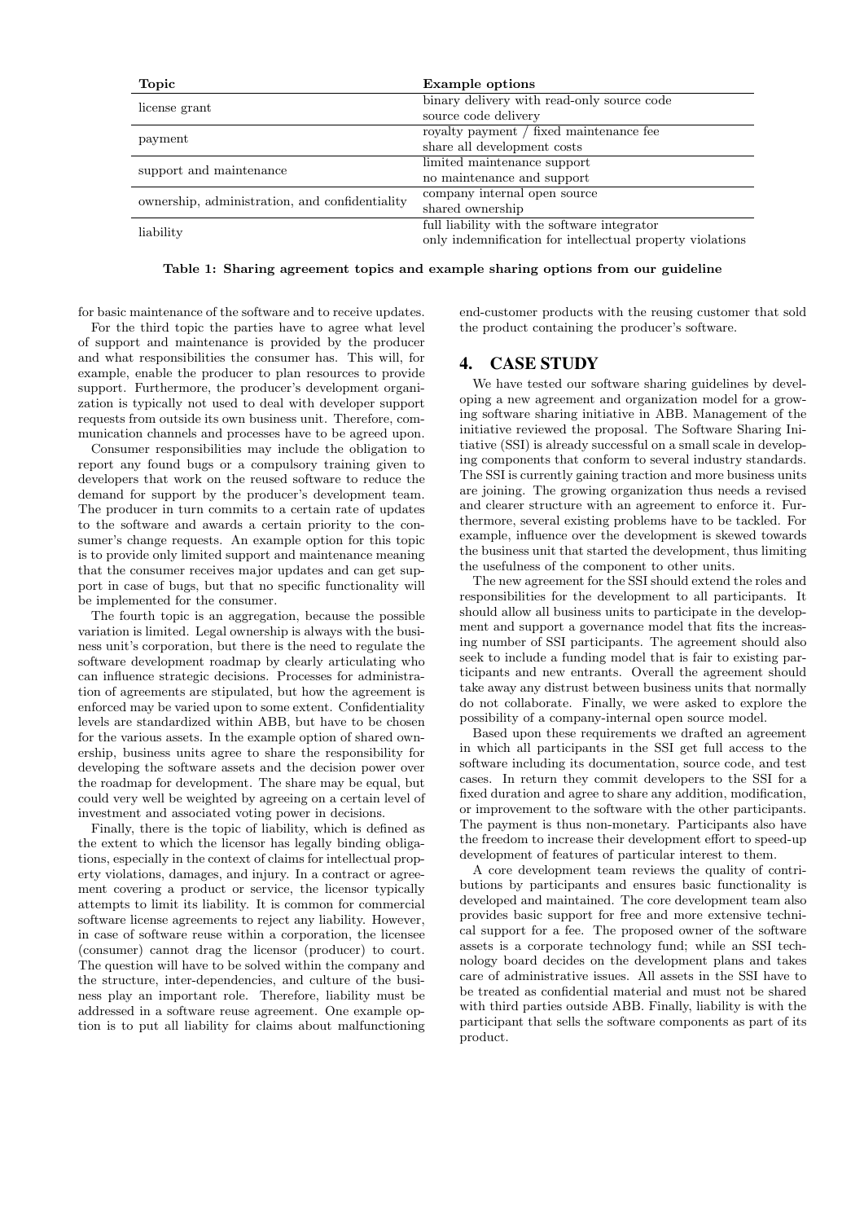| Topic | Example options |
|---|---|
| license grant | binary delivery with read-only source code |
| | source code delivery |
| payment | royalty payment / fixed maintenance fee |
| | share all development costs |
| support and maintenance | limited maintenance support |
| | no maintenance and support |
| ownership, administration, and confidentiality | company internal open source |
| | shared ownership |
| liability | full liability with the software integrator |
| | only indemnification for intellectual property violations |

**Table 1: Sharing agreement topics and example sharing options from our guideline**

for basic maintenance of the software and to receive updates.

For the third topic the parties have to agree what level of support and maintenance is provided by the producer and what responsibilities the consumer has. This will, for example, enable the producer to plan resources to provide support. Furthermore, the producer's development organization is typically not used to deal with developer support requests from outside its own business unit. Therefore, communication channels and processes have to be agreed upon.

Consumer responsibilities may include the obligation to report any found bugs or a compulsory training given to developers that work on the reused software to reduce the demand for support by the producer's development team. The producer in turn commits to a certain rate of updates to the software and awards a certain priority to the consumer's change requests. An example option for this topic is to provide only limited support and maintenance meaning that the consumer receives major updates and can get support in case of bugs, but that no specific functionality will be implemented for the consumer.

The fourth topic is an aggregation, because the possible variation is limited. Legal ownership is always with the business unit's corporation, but there is the need to regulate the software development roadmap by clearly articulating who can influence strategic decisions. Processes for administration of agreements are stipulated, but how the agreement is enforced may be varied upon to some extent. Confidentiality levels are standardized within ABB, but have to be chosen for the various assets. In the example option of shared ownership, business units agree to share the responsibility for developing the software assets and the decision power over the roadmap for development. The share may be equal, but could very well be weighted by agreeing on a certain level of investment and associated voting power in decisions.

Finally, there is the topic of liability, which is defined as the extent to which the licensor has legally binding obligations, especially in the context of claims for intellectual property violations, damages, and injury. In a contract or agreement covering a product or service, the licensor typically attempts to limit its liability. It is common for commercial software license agreements to reject any liability. However, in case of software reuse within a corporation, the licensee (consumer) cannot drag the licensor (producer) to court. The question will have to be solved within the company and the structure, inter-dependencies, and culture of the business play an important role. Therefore, liability must be addressed in a software reuse agreement. One example option is to put all liability for claims about malfunctioning end-customer products with the reusing customer that sold the product containing the producer's software.

## 4. CASE STUDY

We have tested our software sharing guidelines by developing a new agreement and organization model for a growing software sharing initiative in ABB. Management of the initiative reviewed the proposal. The Software Sharing Initiative (SSI) is already successful on a small scale in developing components that conform to several industry standards. The SSI is currently gaining traction and more business units are joining. The growing organization thus needs a revised and clearer structure with an agreement to enforce it. Furthermore, several existing problems have to be tackled. For example, influence over the development is skewed towards the business unit that started the development, thus limiting the usefulness of the component to other units.

The new agreement for the SSI should extend the roles and responsibilities for the development to all participants. It should allow all business units to participate in the development and support a governance model that fits the increasing number of SSI participants. The agreement should also seek to include a funding model that is fair to existing participants and new entrants. Overall the agreement should take away any distrust between business units that normally do not collaborate. Finally, we were asked to explore the possibility of a company-internal open source model.

Based upon these requirements we drafted an agreement in which all participants in the SSI get full access to the software including its documentation, source code, and test cases. In return they commit developers to the SSI for a fixed duration and agree to share any addition, modification, or improvement to the software with the other participants. The payment is thus non-monetary. Participants also have the freedom to increase their development effort to speed-up development of features of particular interest to them.

A core development team reviews the quality of contributions by participants and ensures basic functionality is developed and maintained. The core development team also provides basic support for free and more extensive technical support for a fee. The proposed owner of the software assets is a corporate technology fund; while an SSI technology board decides on the development plans and takes care of administrative issues. All assets in the SSI have to be treated as confidential material and must not be shared with third parties outside ABB. Finally, liability is with the participant that sells the software components as part of its product.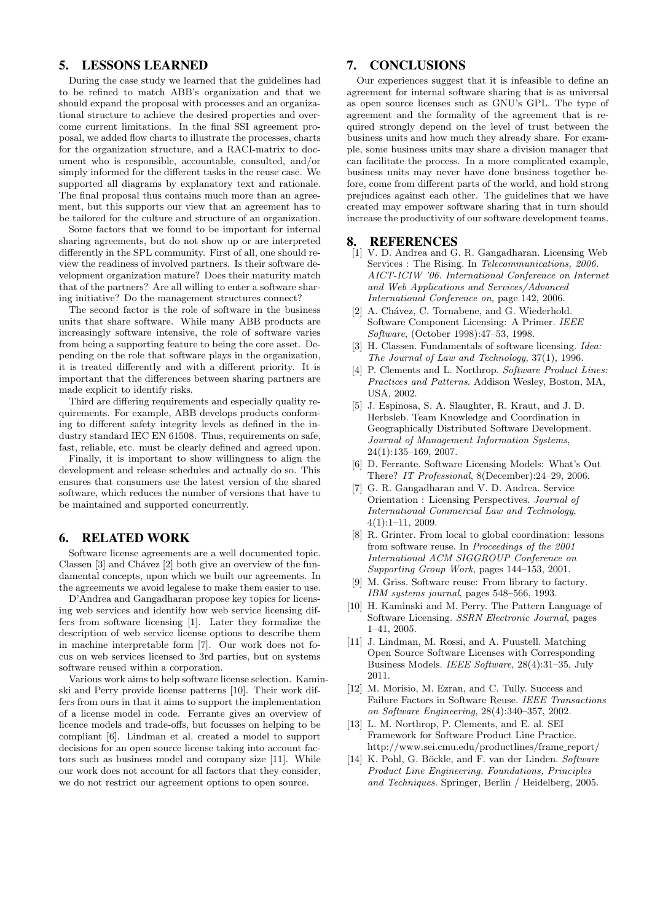## 5. LESSONS LEARNED

During the case study we learned that the guidelines had to be refined to match ABB's organization and that we should expand the proposal with processes and an organizational structure to achieve the desired properties and overcome current limitations. In the final SSI agreement proposal, we added flow charts to illustrate the processes, charts for the organization structure, and a RACI-matrix to document who is responsible, accountable, consulted, and/or simply informed for the different tasks in the reuse case. We supported all diagrams by explanatory text and rationale. The final proposal thus contains much more than an agreement, but this supports our view that an agreement has to be tailored for the culture and structure of an organization.

Some factors that we found to be important for internal sharing agreements, but do not show up or are interpreted differently in the SPL community. First of all, one should review the readiness of involved partners. Is their software development organization mature? Does their maturity match that of the partners? Are all willing to enter a software sharing initiative? Do the management structures connect?

The second factor is the role of software in the business units that share software. While many ABB products are increasingly software intensive, the role of software varies from being a supporting feature to being the core asset. Depending on the role that software plays in the organization, it is treated differently and with a different priority. It is important that the differences between sharing partners are made explicit to identify risks.

Third are differing requirements and especially quality requirements. For example, ABB develops products conforming to different safety integrity levels as defined in the industry standard IEC EN 61508. Thus, requirements on safe, fast, reliable, etc. must be clearly defined and agreed upon.

Finally, it is important to show willingness to align the development and release schedules and actually do so. This ensures that consumers use the latest version of the shared software, which reduces the number of versions that have to be maintained and supported concurrently.

## 6. RELATED WORK

Software license agreements are a well documented topic. Classen [3] and Chávez [2] both give an overview of the fundamental concepts, upon which we built our agreements. In the agreements we avoid legalese to make them easier to use.

D'Andrea and Gangadharan propose key topics for licensing web services and identify how web service licensing differs from software licensing [1]. Later they formalize the description of web service license options to describe them in machine interpretable form [7]. Our work does not focus on web services licensed to 3rd parties, but on systems software reused within a corporation.

Various work aims to help software license selection. Kaminski and Perry provide license patterns [10]. Their work differs from ours in that it aims to support the implementation of a license model in code. Ferrante gives an overview of licence models and trade-offs, but focusses on helping to be compliant [6]. Lindman et al. created a model to support decisions for an open source license taking into account factors such as business model and company size [11]. While our work does not account for all factors that they consider, we do not restrict our agreement options to open source.

## 7. CONCLUSIONS

Our experiences suggest that it is infeasible to define an agreement for internal software sharing that is as universal as open source licenses such as GNU's GPL. The type of agreement and the formality of the agreement that is required strongly depend on the level of trust between the business units and how much they already share. For example, some business units may share a division manager that can facilitate the process. In a more complicated example, business units may never have done business together before, come from different parts of the world, and hold strong prejudices against each other. The guidelines that we have created may empower software sharing that in turn should increase the productivity of our software development teams.

## 8. REFERENCES

- [1] V. D. Andrea and G. R. Gangadharan. Licensing Web Services : The Rising. In *Telecommunications, 2006. AICT-ICIW '06. International Conference on Internet and Web Applications and Services/Advanced International Conference on*, page 142, 2006.
- [2] A. Chávez, C. Tornabene, and G. Wiederhold. Software Component Licensing: A Primer. *IEEE Software*, (October 1998):47–53, 1998.
- [3] H. Classen. Fundamentals of software licensing. *Idea: The Journal of Law and Technology*, 37(1), 1996.
- [4] P. Clements and L. Northrop. *Software Product Lines: Practices and Patterns*. Addison Wesley, Boston, MA, USA, 2002.
- [5] J. Espinosa, S. A. Slaughter, R. Kraut, and J. D. Herbsleb. Team Knowledge and Coordination in Geographically Distributed Software Development. *Journal of Management Information Systems*, 24(1):135–169, 2007.
- [6] D. Ferrante. Software Licensing Models: What's Out There? *IT Professional*, 8(December):24–29, 2006.
- [7] G. R. Gangadharan and V. D. Andrea. Service Orientation : Licensing Perspectives. *Journal of International Commercial Law and Technology*, 4(1):1–11, 2009.
- [8] R. Grinter. From local to global coordination: lessons from software reuse. In *Proceedings of the 2001 International ACM SIGGROUP Conference on Supporting Group Work*, pages 144–153, 2001.
- [9] M. Griss. Software reuse: From library to factory. *IBM systems journal*, pages 548–566, 1993.
- [10] H. Kaminski and M. Perry. The Pattern Language of Software Licensing. *SSRN Electronic Journal*, pages 1–41, 2005.
- [11] J. Lindman, M. Rossi, and A. Puustell. Matching Open Source Software Licenses with Corresponding Business Models. *IEEE Software*, 28(4):31–35, July 2011.
- [12] M. Morisio, M. Ezran, and C. Tully. Success and Failure Factors in Software Reuse. *IEEE Transactions on Software Engineering*, 28(4):340–357, 2002.
- [13] L. M. Northrop, P. Clements, and E. al. SEI Framework for Software Product Line Practice. http://www.sei.cmu.edu/productlines/frame_report/
- [14] K. Pohl, G. Böckle, and F. van der Linden. *Software Product Line Engineering. Foundations, Principles and Techniques*. Springer, Berlin / Heidelberg, 2005.